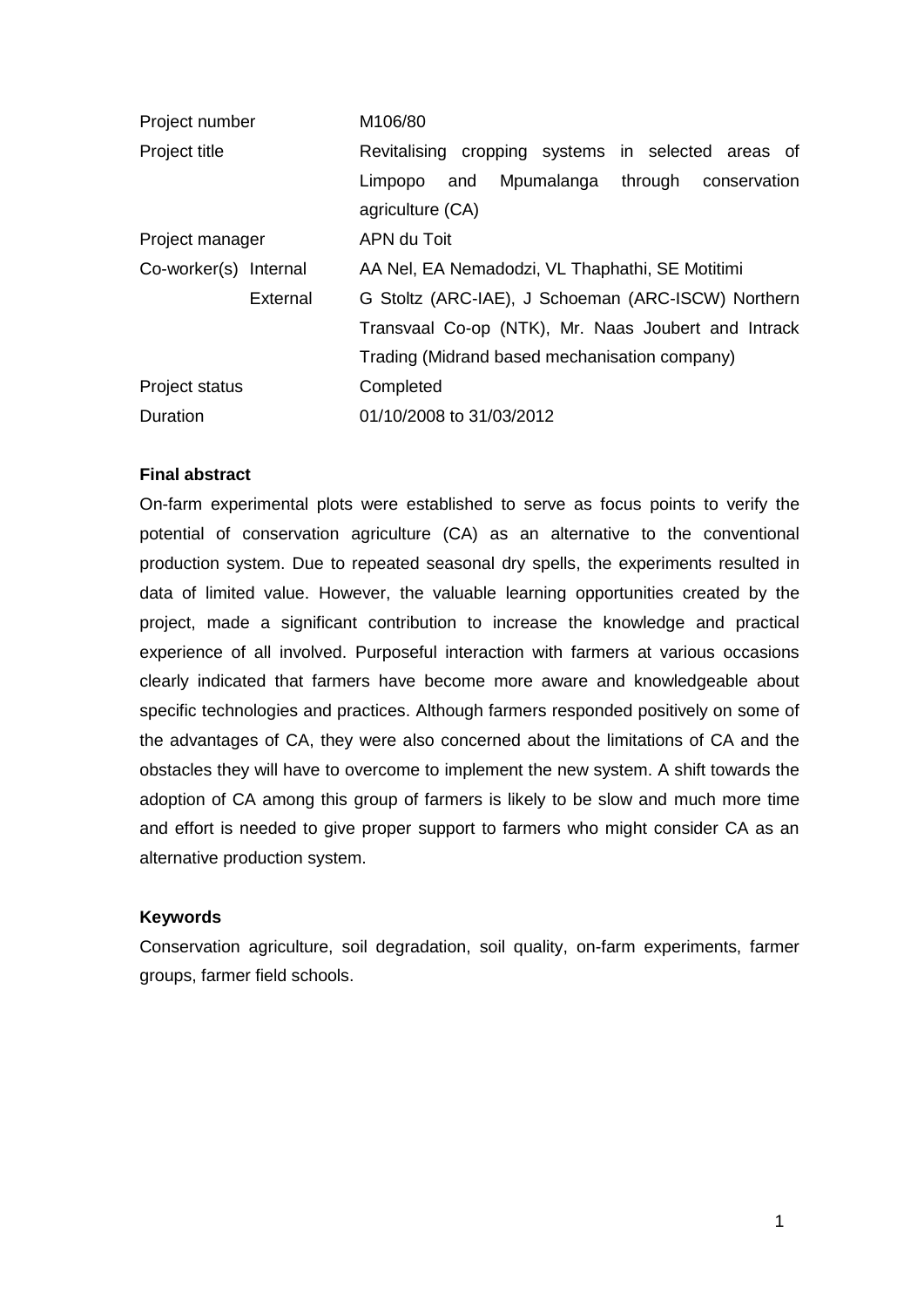| | |
|---|---|
| Project number | M106/80 |
| Project title | Revitalising cropping systems in selected areas of Limpopo and Mpumalanga through conservation agriculture (CA) |
| Project manager | APN du Toit |
| Co-worker(s) Internal | AA Nel, EA Nemadodzi, VL Thaphathi, SE Motitimi |
| External | G Stoltz (ARC-IAE), J Schoeman (ARC-ISCW) Northern Transvaal Co-op (NTK), Mr. Naas Joubert and Intrack Trading (Midrand based mechanisation company) |
| Project status | Completed |
| Duration | 01/10/2008 to 31/03/2012 |

**Final abstract**

On-farm experimental plots were established to serve as focus points to verify the potential of conservation agriculture (CA) as an alternative to the conventional production system. Due to repeated seasonal dry spells, the experiments resulted in data of limited value. However, the valuable learning opportunities created by the project, made a significant contribution to increase the knowledge and practical experience of all involved. Purposeful interaction with farmers at various occasions clearly indicated that farmers have become more aware and knowledgeable about specific technologies and practices. Although farmers responded positively on some of the advantages of CA, they were also concerned about the limitations of CA and the obstacles they will have to overcome to implement the new system. A shift towards the adoption of CA among this group of farmers is likely to be slow and much more time and effort is needed to give proper support to farmers who might consider CA as an alternative production system.

**Keywords**

Conservation agriculture, soil degradation, soil quality, on-farm experiments, farmer groups, farmer field schools.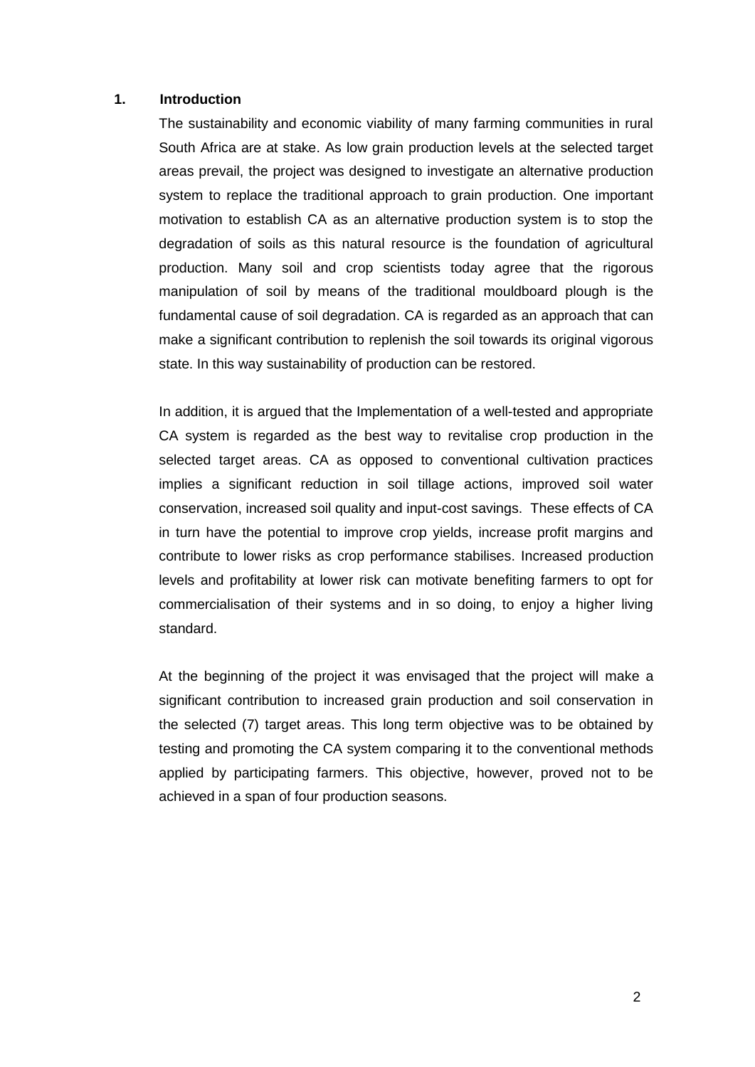## 1. Introduction

The sustainability and economic viability of many farming communities in rural South Africa are at stake. As low grain production levels at the selected target areas prevail, the project was designed to investigate an alternative production system to replace the traditional approach to grain production. One important motivation to establish CA as an alternative production system is to stop the degradation of soils as this natural resource is the foundation of agricultural production. Many soil and crop scientists today agree that the rigorous manipulation of soil by means of the traditional mouldboard plough is the fundamental cause of soil degradation. CA is regarded as an approach that can make a significant contribution to replenish the soil towards its original vigorous state. In this way sustainability of production can be restored.

In addition, it is argued that the Implementation of a well-tested and appropriate CA system is regarded as the best way to revitalise crop production in the selected target areas. CA as opposed to conventional cultivation practices implies a significant reduction in soil tillage actions, improved soil water conservation, increased soil quality and input-cost savings. These effects of CA in turn have the potential to improve crop yields, increase profit margins and contribute to lower risks as crop performance stabilises. Increased production levels and profitability at lower risk can motivate benefiting farmers to opt for commercialisation of their systems and in so doing, to enjoy a higher living standard.

At the beginning of the project it was envisaged that the project will make a significant contribution to increased grain production and soil conservation in the selected (7) target areas. This long term objective was to be obtained by testing and promoting the CA system comparing it to the conventional methods applied by participating farmers. This objective, however, proved not to be achieved in a span of four production seasons.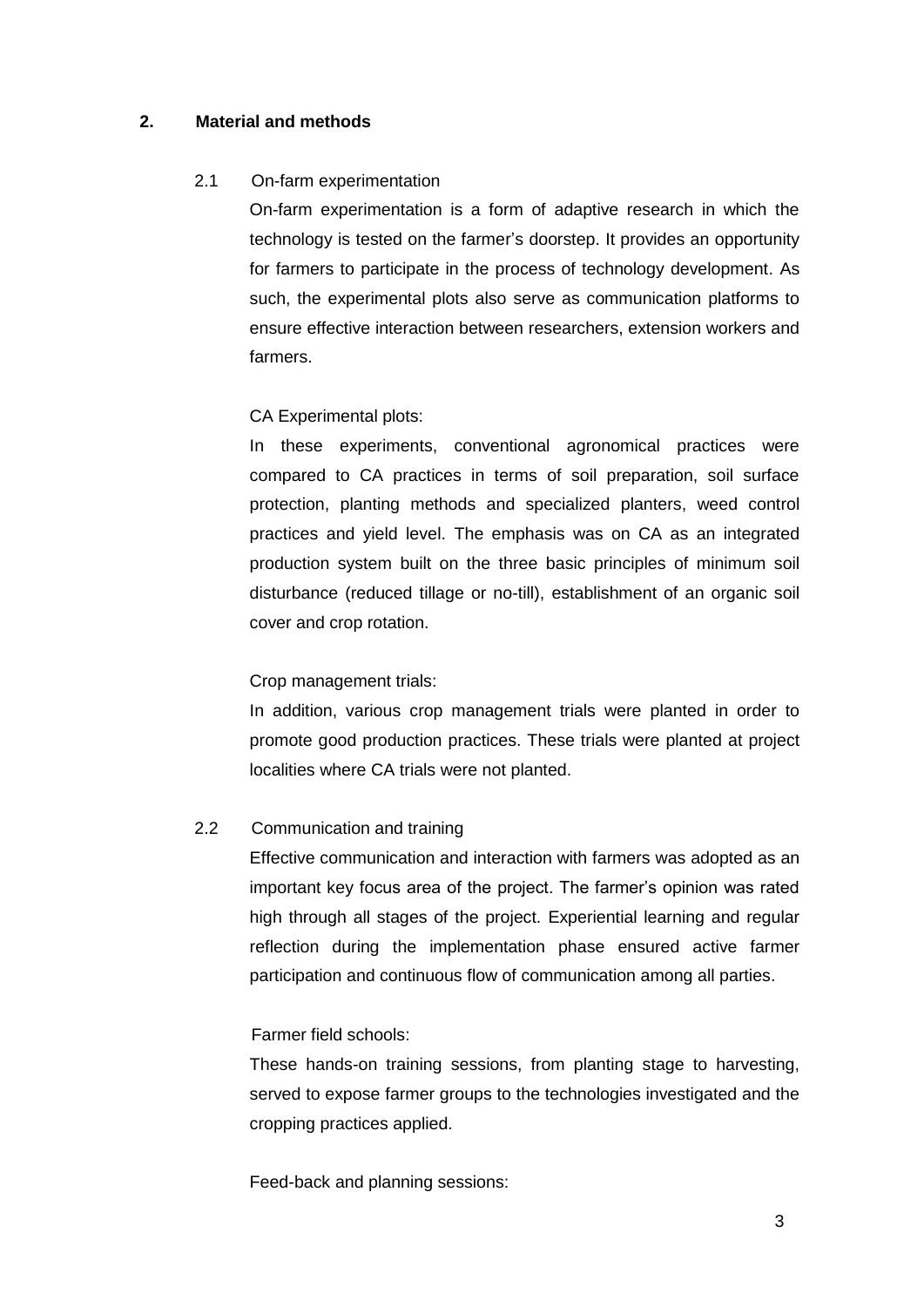## 2. Material and methods

### 2.1 On-farm experimentation

On-farm experimentation is a form of adaptive research in which the technology is tested on the farmer's doorstep. It provides an opportunity for farmers to participate in the process of technology development. As such, the experimental plots also serve as communication platforms to ensure effective interaction between researchers, extension workers and farmers.

CA Experimental plots:

In these experiments, conventional agronomical practices were compared to CA practices in terms of soil preparation, soil surface protection, planting methods and specialized planters, weed control practices and yield level. The emphasis was on CA as an integrated production system built on the three basic principles of minimum soil disturbance (reduced tillage or no-till), establishment of an organic soil cover and crop rotation.

Crop management trials:

In addition, various crop management trials were planted in order to promote good production practices. These trials were planted at project localities where CA trials were not planted.

### 2.2 Communication and training

Effective communication and interaction with farmers was adopted as an important key focus area of the project. The farmer's opinion was rated high through all stages of the project. Experiential learning and regular reflection during the implementation phase ensured active farmer participation and continuous flow of communication among all parties.

Farmer field schools:

These hands-on training sessions, from planting stage to harvesting, served to expose farmer groups to the technologies investigated and the cropping practices applied.

Feed-back and planning sessions: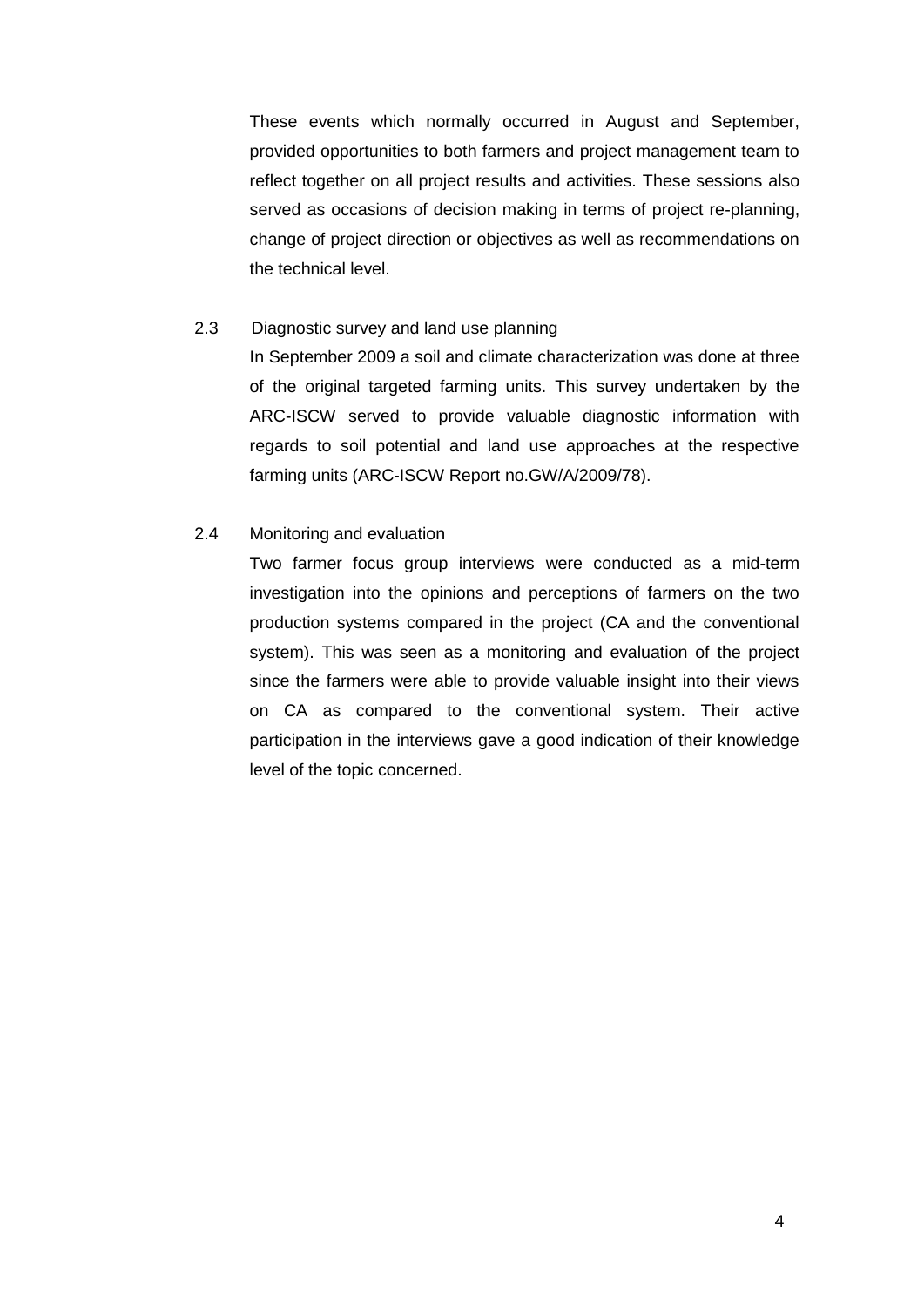These events which normally occurred in August and September, provided opportunities to both farmers and project management team to reflect together on all project results and activities. These sessions also served as occasions of decision making in terms of project re-planning, change of project direction or objectives as well as recommendations on the technical level.

### 2.3 Diagnostic survey and land use planning

In September 2009 a soil and climate characterization was done at three of the original targeted farming units. This survey undertaken by the ARC-ISCW served to provide valuable diagnostic information with regards to soil potential and land use approaches at the respective farming units (ARC-ISCW Report no.GW/A/2009/78).

### 2.4 Monitoring and evaluation

Two farmer focus group interviews were conducted as a mid-term investigation into the opinions and perceptions of farmers on the two production systems compared in the project (CA and the conventional system). This was seen as a monitoring and evaluation of the project since the farmers were able to provide valuable insight into their views on CA as compared to the conventional system. Their active participation in the interviews gave a good indication of their knowledge level of the topic concerned.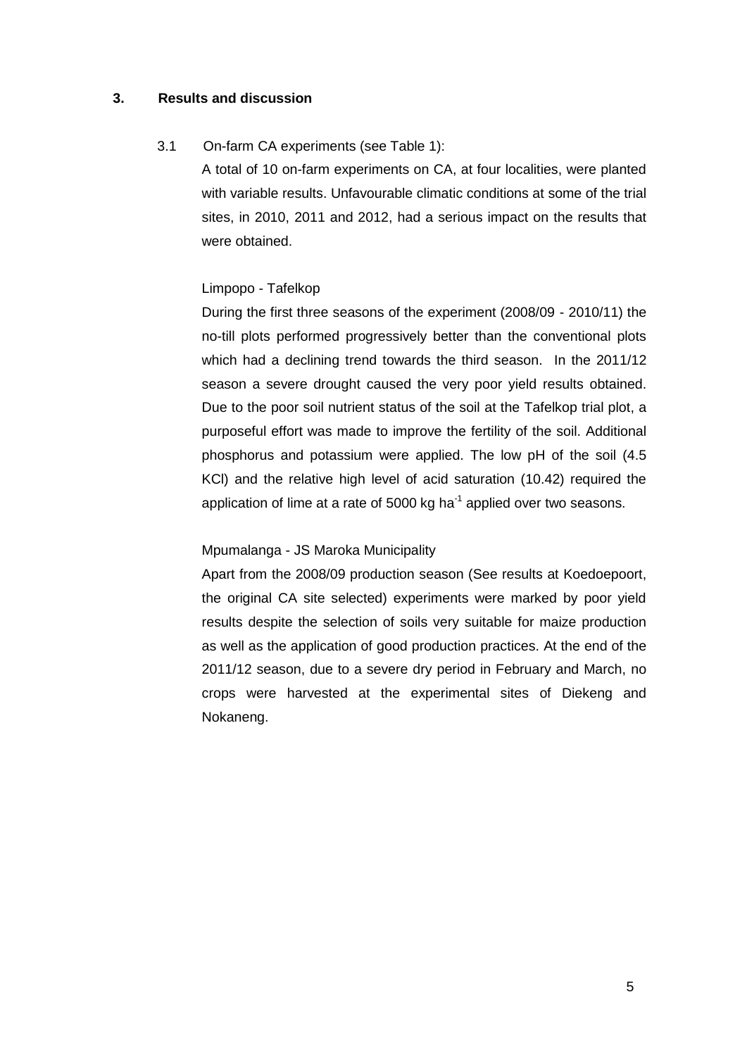## 3. Results and discussion

### 3.1 On-farm CA experiments (see Table 1):

A total of 10 on-farm experiments on CA, at four localities, were planted with variable results. Unfavourable climatic conditions at some of the trial sites, in 2010, 2011 and 2012, had a serious impact on the results that were obtained.

Limpopo - Tafelkop

During the first three seasons of the experiment (2008/09 - 2010/11) the no-till plots performed progressively better than the conventional plots which had a declining trend towards the third season. In the 2011/12 season a severe drought caused the very poor yield results obtained. Due to the poor soil nutrient status of the soil at the Tafelkop trial plot, a purposeful effort was made to improve the fertility of the soil. Additional phosphorus and potassium were applied. The low pH of the soil (4.5 KCl) and the relative high level of acid saturation (10.42) required the application of lime at a rate of 5000 kg $ha^{-1}$ applied over two seasons.

Mpumalanga - JS Maroka Municipality

Apart from the 2008/09 production season (See results at Koedoepoort, the original CA site selected) experiments were marked by poor yield results despite the selection of soils very suitable for maize production as well as the application of good production practices. At the end of the 2011/12 season, due to a severe dry period in February and March, no crops were harvested at the experimental sites of Diekeng and Nokaneng.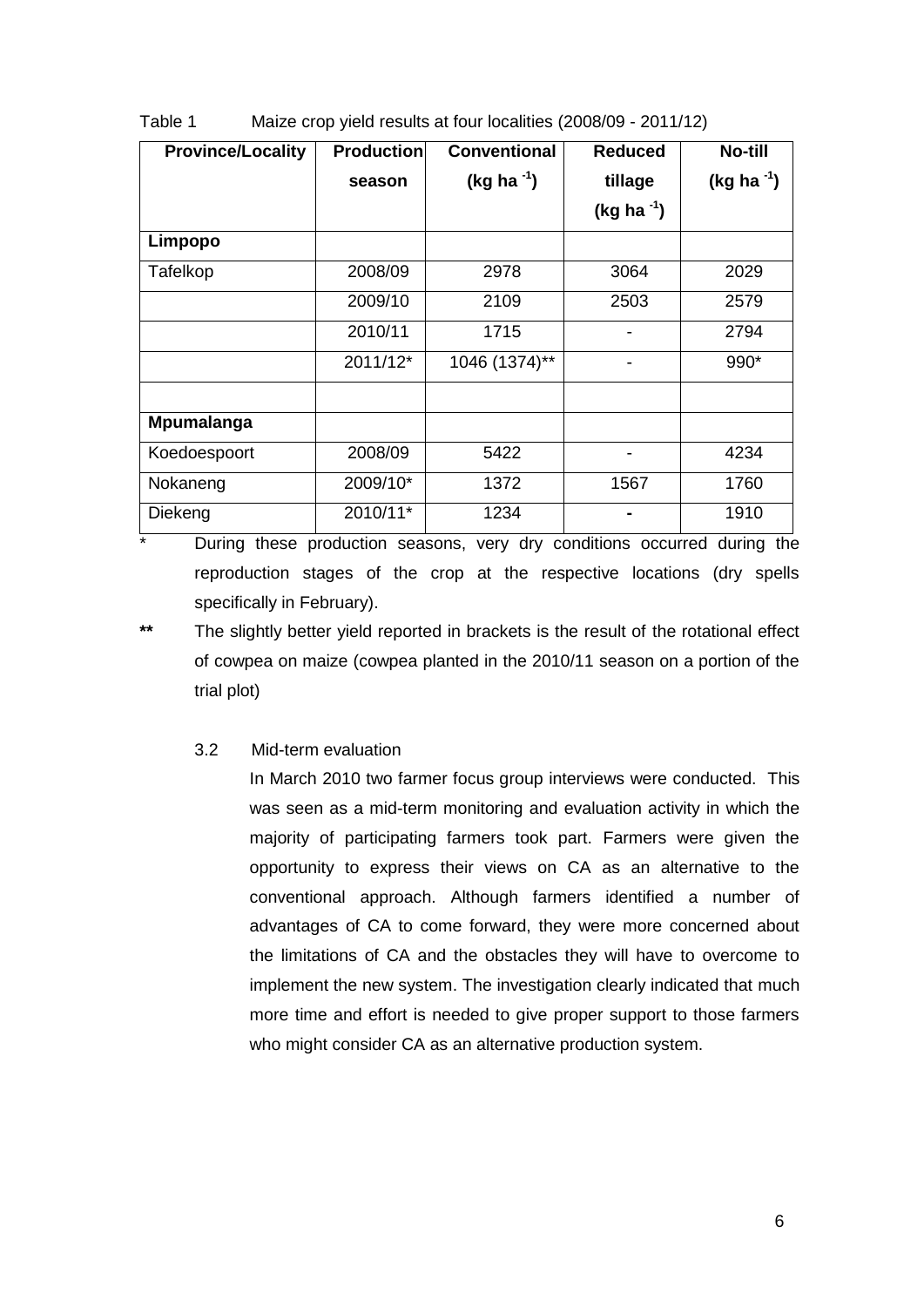Table 1 Maize crop yield results at four localities (2008/09 - 2011/12)

| Province/Locality | Production season | Conventional (kg ha $^{-1}$) | Reduced tillage (kg ha $^{-1}$) | No-till (kg ha $^{-1}$) |
|---|---|---|---|---|
| **Limpopo** | | | | |
| Tafelkop | 2008/09 | 2978 | 3064 | 2029 |
| | 2009/10 | 2109 | 2503 | 2579 |
| | 2010/11 | 1715 | - | 2794 |
| | 2011/12* | 1046 (1374)** | - | 990* |
| | | | | |
| **Mpumalanga** | | | | |
| Koedoespoort | 2008/09 | 5422 | - | 4234 |
| Nokaneng | 2009/10* | 1372 | 1567 | 1760 |
| Diekeng | 2010/11* | 1234 | - | 1910 |

\* During these production seasons, very dry conditions occurred during the reproduction stages of the crop at the respective locations (dry spells specifically in February).

\*\* The slightly better yield reported in brackets is the result of the rotational effect of cowpea on maize (cowpea planted in the 2010/11 season on a portion of the trial plot)

### 3.2 Mid-term evaluation

In March 2010 two farmer focus group interviews were conducted. This was seen as a mid-term monitoring and evaluation activity in which the majority of participating farmers took part. Farmers were given the opportunity to express their views on CA as an alternative to the conventional approach. Although farmers identified a number of advantages of CA to come forward, they were more concerned about the limitations of CA and the obstacles they will have to overcome to implement the new system. The investigation clearly indicated that much more time and effort is needed to give proper support to those farmers who might consider CA as an alternative production system.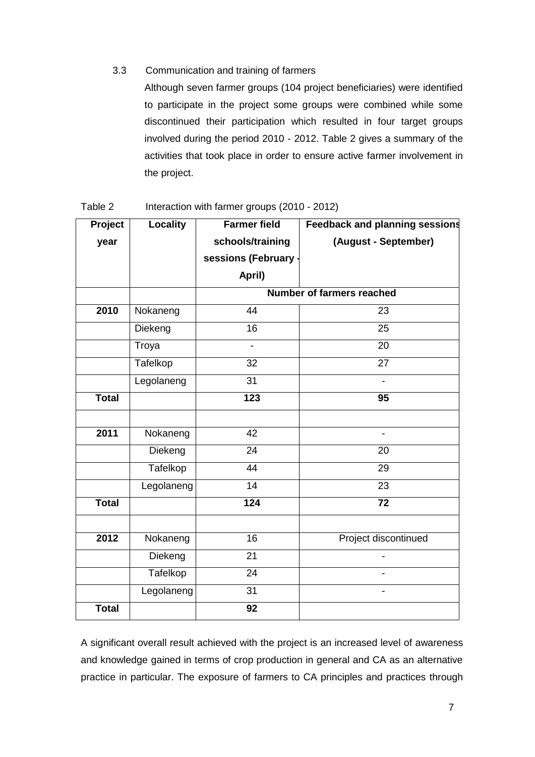### 3.3 Communication and training of farmers

Although seven farmer groups (104 project beneficiaries) were identified to participate in the project some groups were combined while some discontinued their participation which resulted in four target groups involved during the period 2010 - 2012. Table 2 gives a summary of the activities that took place in order to ensure active farmer involvement in the project.

Table 2 Interaction with farmer groups (2010 - 2012)

| Project year | Locality | Farmer field schools/training sessions (February - April) | Feedback and planning sessions (August - September) |
|---|---|---|---|
| | | Number of farmers reached | |
| **2010** | Nokaneng | 44 | 23 |
| | Diekeng | 16 | 25 |
| | Troya | - | 20 |
| | Tafelkop | 32 | 27 |
| | Legolaneng | 31 | - |
| **Total** | | **123** | **95** |
| | | | |
| **2011** | Nokaneng | 42 | - |
| | Diekeng | 24 | 20 |
| | Tafelkop | 44 | 29 |
| | Legolaneng | 14 | 23 |
| **Total** | | **124** | **72** |
| | | | |
| **2012** | Nokaneng | 16 | Project discontinued |
| | Diekeng | 21 | - |
| | Tafelkop | 24 | - |
| | Legolaneng | 31 | - |
| **Total** | | **92** | |

A significant overall result achieved with the project is an increased level of awareness and knowledge gained in terms of crop production in general and CA as an alternative practice in particular. The exposure of farmers to CA principles and practices through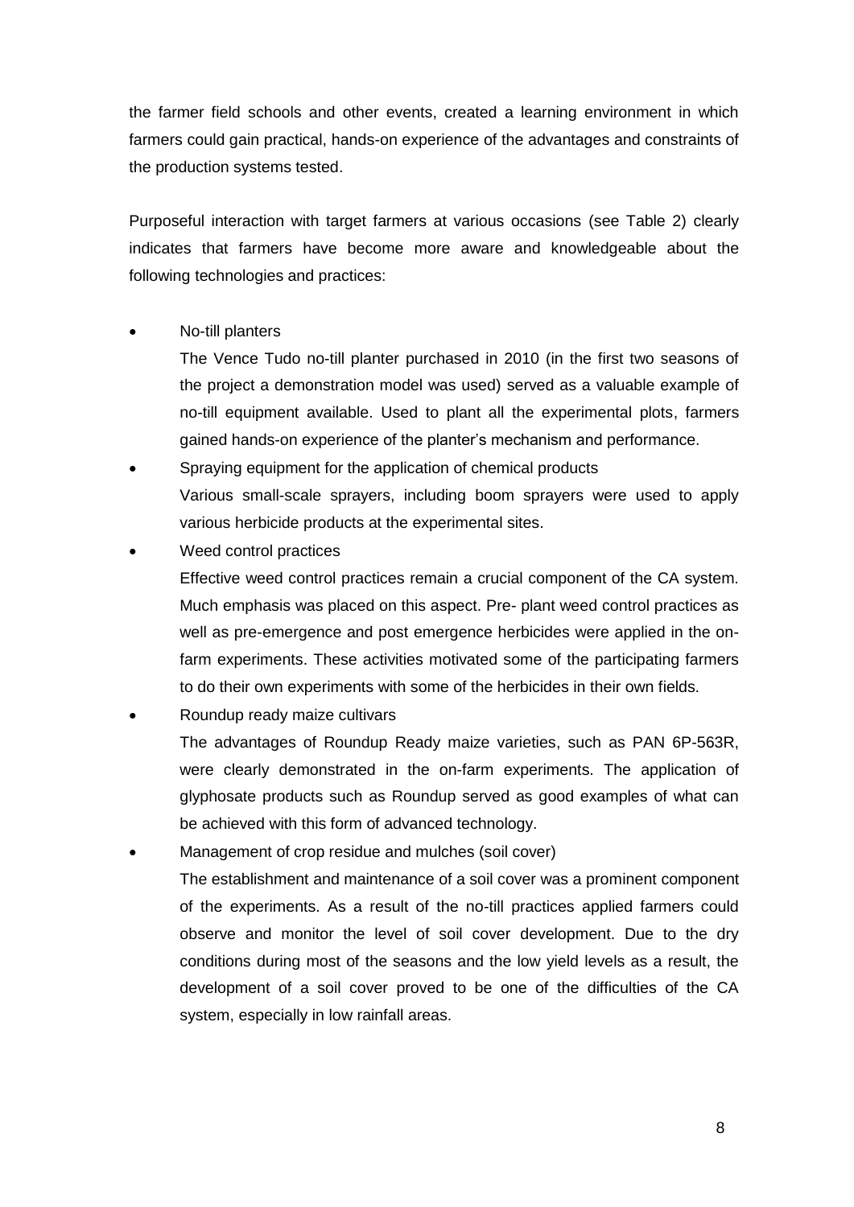the farmer field schools and other events, created a learning environment in which farmers could gain practical, hands-on experience of the advantages and constraints of the production systems tested.

Purposeful interaction with target farmers at various occasions (see Table 2) clearly indicates that farmers have become more aware and knowledgeable about the following technologies and practices:

- No-till planters

  The Vence Tudo no-till planter purchased in 2010 (in the first two seasons of the project a demonstration model was used) served as a valuable example of no-till equipment available. Used to plant all the experimental plots, farmers gained hands-on experience of the planter's mechanism and performance.

- Spraying equipment for the application of chemical products

  Various small-scale sprayers, including boom sprayers were used to apply various herbicide products at the experimental sites.

- Weed control practices

  Effective weed control practices remain a crucial component of the CA system. Much emphasis was placed on this aspect. Pre- plant weed control practices as well as pre-emergence and post emergence herbicides were applied in the on-farm experiments. These activities motivated some of the participating farmers to do their own experiments with some of the herbicides in their own fields.

- Roundup ready maize cultivars

  The advantages of Roundup Ready maize varieties, such as PAN 6P-563R, were clearly demonstrated in the on-farm experiments. The application of glyphosate products such as Roundup served as good examples of what can be achieved with this form of advanced technology.

- Management of crop residue and mulches (soil cover)

  The establishment and maintenance of a soil cover was a prominent component of the experiments. As a result of the no-till practices applied farmers could observe and monitor the level of soil cover development. Due to the dry conditions during most of the seasons and the low yield levels as a result, the development of a soil cover proved to be one of the difficulties of the CA system, especially in low rainfall areas.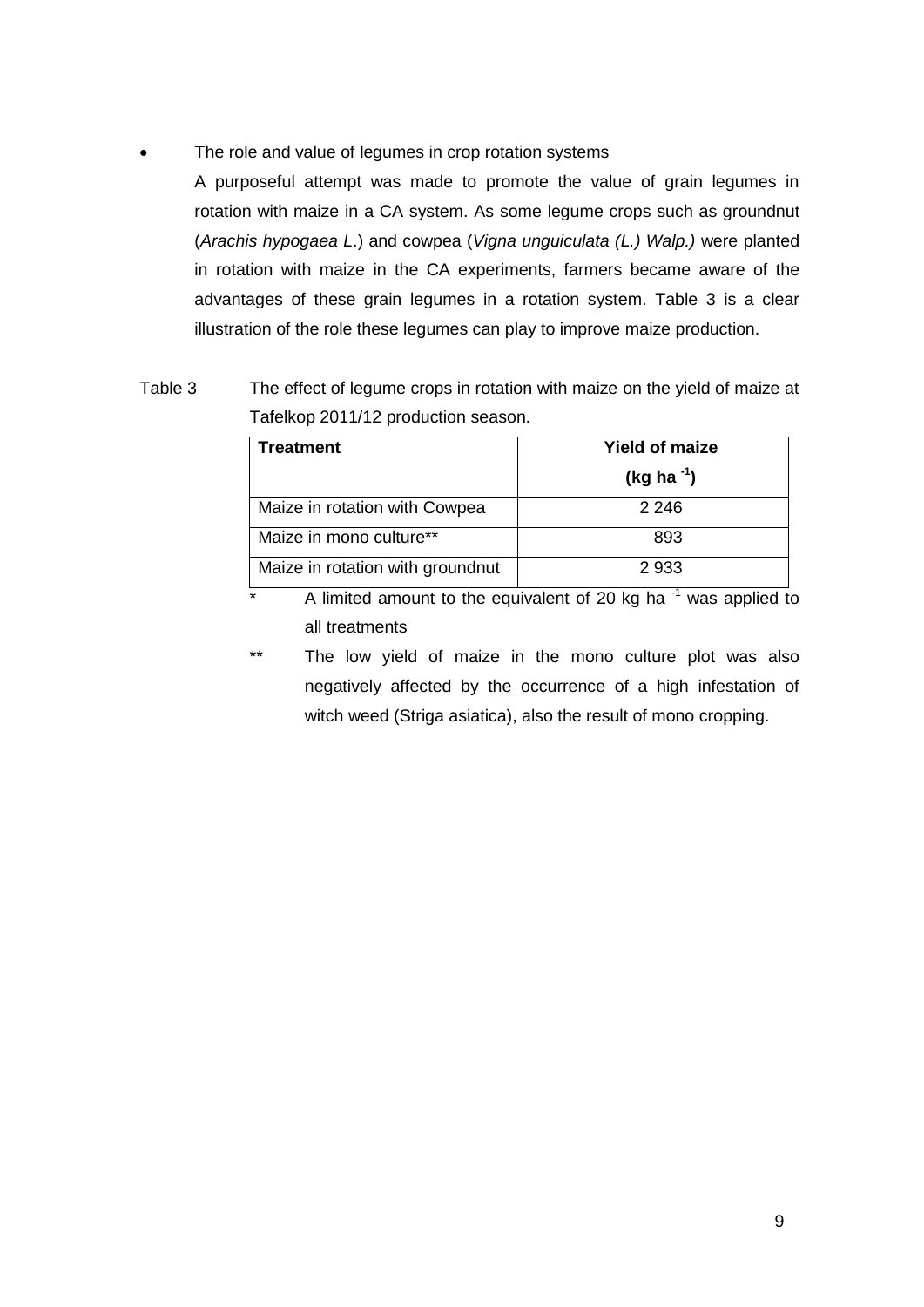- The role and value of legumes in crop rotation systems

  A purposeful attempt was made to promote the value of grain legumes in rotation with maize in a CA system. As some legume crops such as groundnut (*Arachis hypogaea L.*) and cowpea (*Vigna unguiculata (L.) Walp.)* were planted in rotation with maize in the CA experiments, farmers became aware of the advantages of these grain legumes in a rotation system. Table 3 is a clear illustration of the role these legumes can play to improve maize production.

Table 3 The effect of legume crops in rotation with maize on the yield of maize at Tafelkop 2011/12 production season.

| **Treatment** | **Yield of maize ($kg\ ha^{-1}$)** |
|---|---|
| Maize in rotation with Cowpea | 2 246 |
| Maize in mono culture** | 893 |
| Maize in rotation with groundnut | 2 933 |

\* A limited amount to the equivalent of 20 $kg\ ha^{-1}$ was applied to all treatments

\** The low yield of maize in the mono culture plot was also negatively affected by the occurrence of a high infestation of witch weed (Striga asiatica), also the result of mono cropping.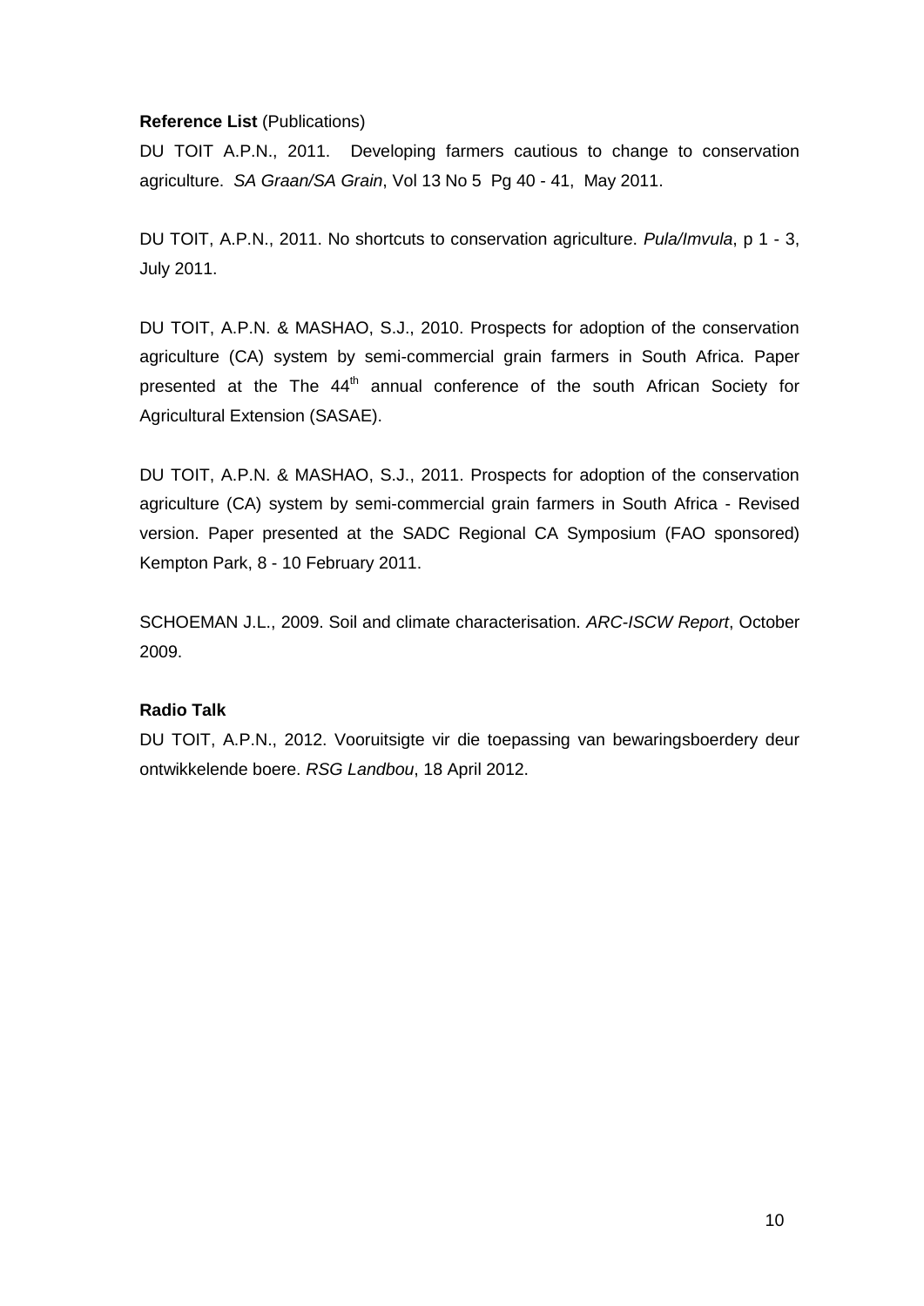**Reference List** (Publications)

DU TOIT A.P.N., 2011. Developing farmers cautious to change to conservation agriculture. *SA Graan/SA Grain*, Vol 13 No 5 Pg 40 - 41, May 2011.

DU TOIT, A.P.N., 2011. No shortcuts to conservation agriculture. *Pula/Imvula*, p 1 - 3, July 2011.

DU TOIT, A.P.N. & MASHAO, S.J., 2010. Prospects for adoption of the conservation agriculture (CA) system by semi-commercial grain farmers in South Africa. Paper presented at the The 44th annual conference of the south African Society for Agricultural Extension (SASAE).

DU TOIT, A.P.N. & MASHAO, S.J., 2011. Prospects for adoption of the conservation agriculture (CA) system by semi-commercial grain farmers in South Africa - Revised version. Paper presented at the SADC Regional CA Symposium (FAO sponsored) Kempton Park, 8 - 10 February 2011.

SCHOEMAN J.L., 2009. Soil and climate characterisation. *ARC-ISCW Report*, October 2009.

**Radio Talk**

DU TOIT, A.P.N., 2012. Vooruitsigte vir die toepassing van bewaringsboerdery deur ontwikkelende boere. *RSG Landbou*, 18 April 2012.